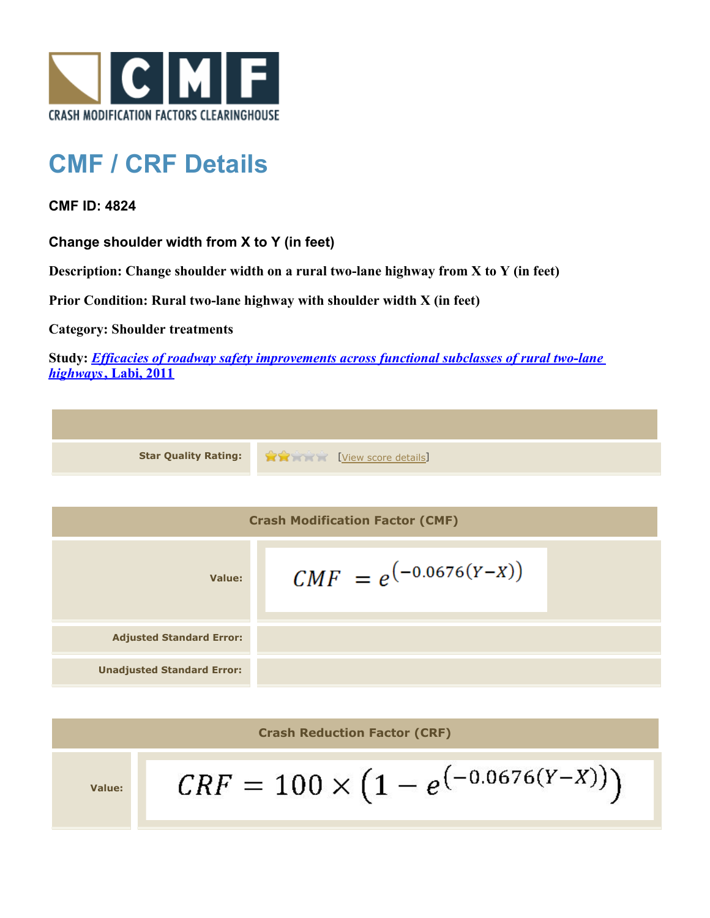CRASH MODIFICATION FACTORS CLEARINGHOUSE

# CMF / CRF Details

**CMF ID: 4824**

**Change shoulder width from X to Y (in feet)**

**Description: Change shoulder width on a rural two-lane highway from X to Y (in feet)**

**Prior Condition: Rural two-lane highway with shoulder width X (in feet)**

**Category: Shoulder treatments**

**Study:** ***Efficacies of roadway safety improvements across functional subclasses of rural two-lane highways*****, Labi, 2011**

| | |
|---|---|
| **Star Quality Rating:** | 2 of 5 stars [View score details] |

| Crash Modification Factor (CMF) | |
|---|---|
| **Value:** | $CMF = e^{(-0.0676(Y-X))}$ |
| **Adjusted Standard Error:** | |
| **Unadjusted Standard Error:** | |

| Crash Reduction Factor (CRF) | |
|---|---|
| **Value:** | $CRF = 100 \times \left(1 - e^{(-0.0676(Y-X))}\right)$ |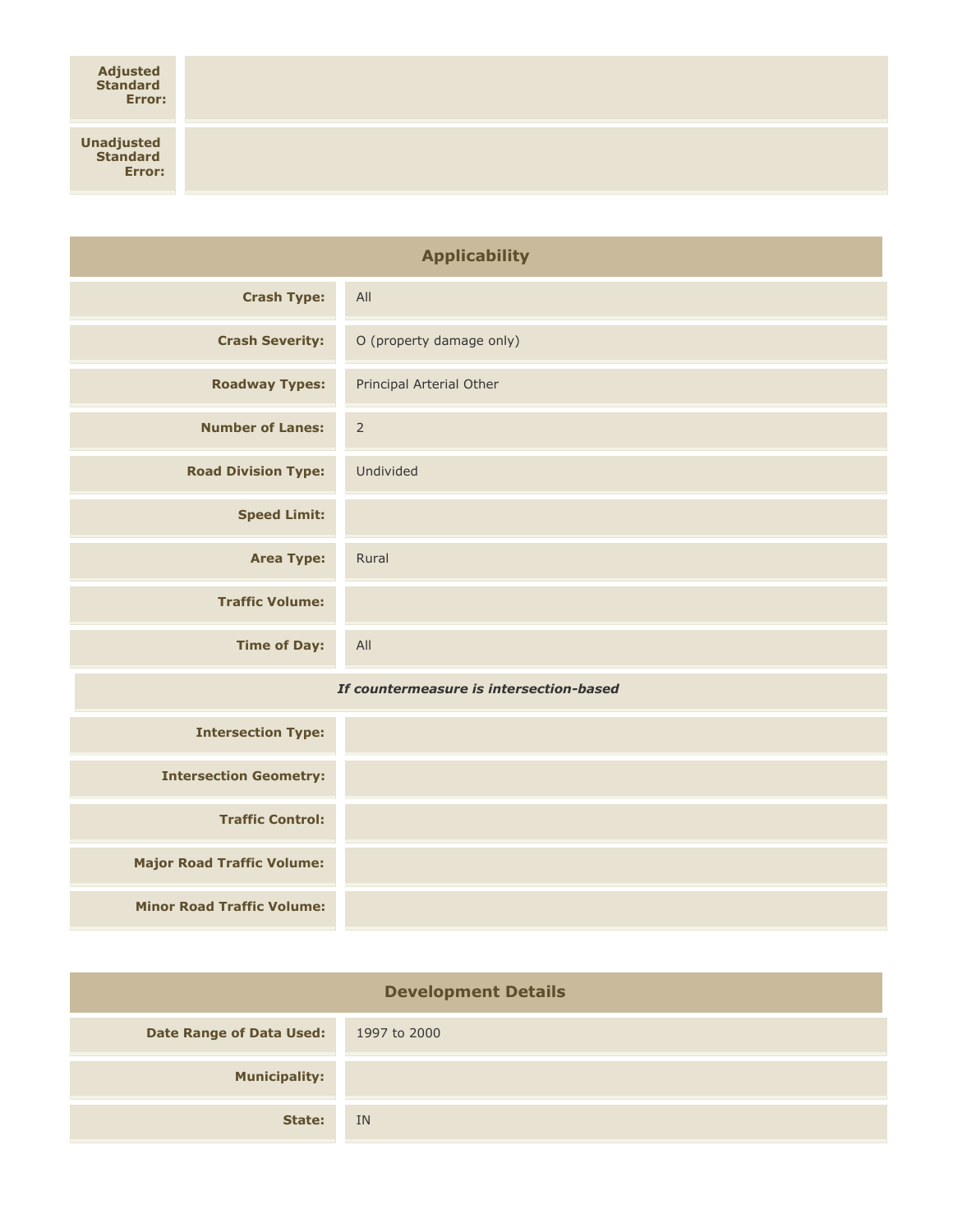| | |
|---|---|
| **Adjusted Standard Error:** | |
| **Unadjusted Standard Error:** | |

## Applicability

| | |
|---|---|
| **Crash Type:** | All |
| **Crash Severity:** | O (property damage only) |
| **Roadway Types:** | Principal Arterial Other |
| **Number of Lanes:** | 2 |
| **Road Division Type:** | Undivided |
| **Speed Limit:** | |
| **Area Type:** | Rural |
| **Traffic Volume:** | |
| **Time of Day:** | All |

***If countermeasure is intersection-based***

| | |
|---|---|
| **Intersection Type:** | |
| **Intersection Geometry:** | |
| **Traffic Control:** | |
| **Major Road Traffic Volume:** | |
| **Minor Road Traffic Volume:** | |

## Development Details

| | |
|---|---|
| **Date Range of Data Used:** | 1997 to 2000 |
| **Municipality:** | |
| **State:** | IN |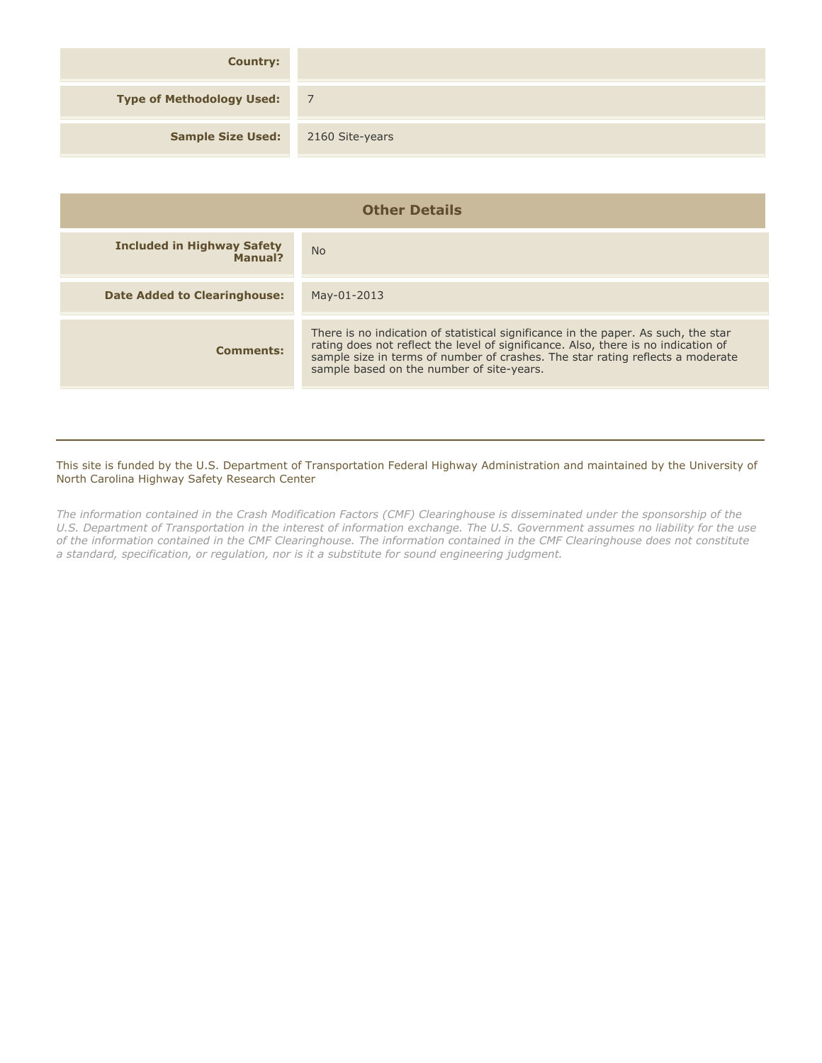| | |
| --- | --- |
| **Country:** | |
| **Type of Methodology Used:** | 7 |
| **Sample Size Used:** | 2160 Site-years |

## Other Details

| | |
| --- | --- |
| **Included in Highway Safety Manual?** | No |
| **Date Added to Clearinghouse:** | May-01-2013 |
| **Comments:** | There is no indication of statistical significance in the paper. As such, the star rating does not reflect the level of significance. Also, there is no indication of sample size in terms of number of crashes. The star rating reflects a moderate sample based on the number of site-years. |

---

This site is funded by the U.S. Department of Transportation Federal Highway Administration and maintained by the University of North Carolina Highway Safety Research Center

*The information contained in the Crash Modification Factors (CMF) Clearinghouse is disseminated under the sponsorship of the U.S. Department of Transportation in the interest of information exchange. The U.S. Government assumes no liability for the use of the information contained in the CMF Clearinghouse. The information contained in the CMF Clearinghouse does not constitute a standard, specification, or regulation, nor is it a substitute for sound engineering judgment.*